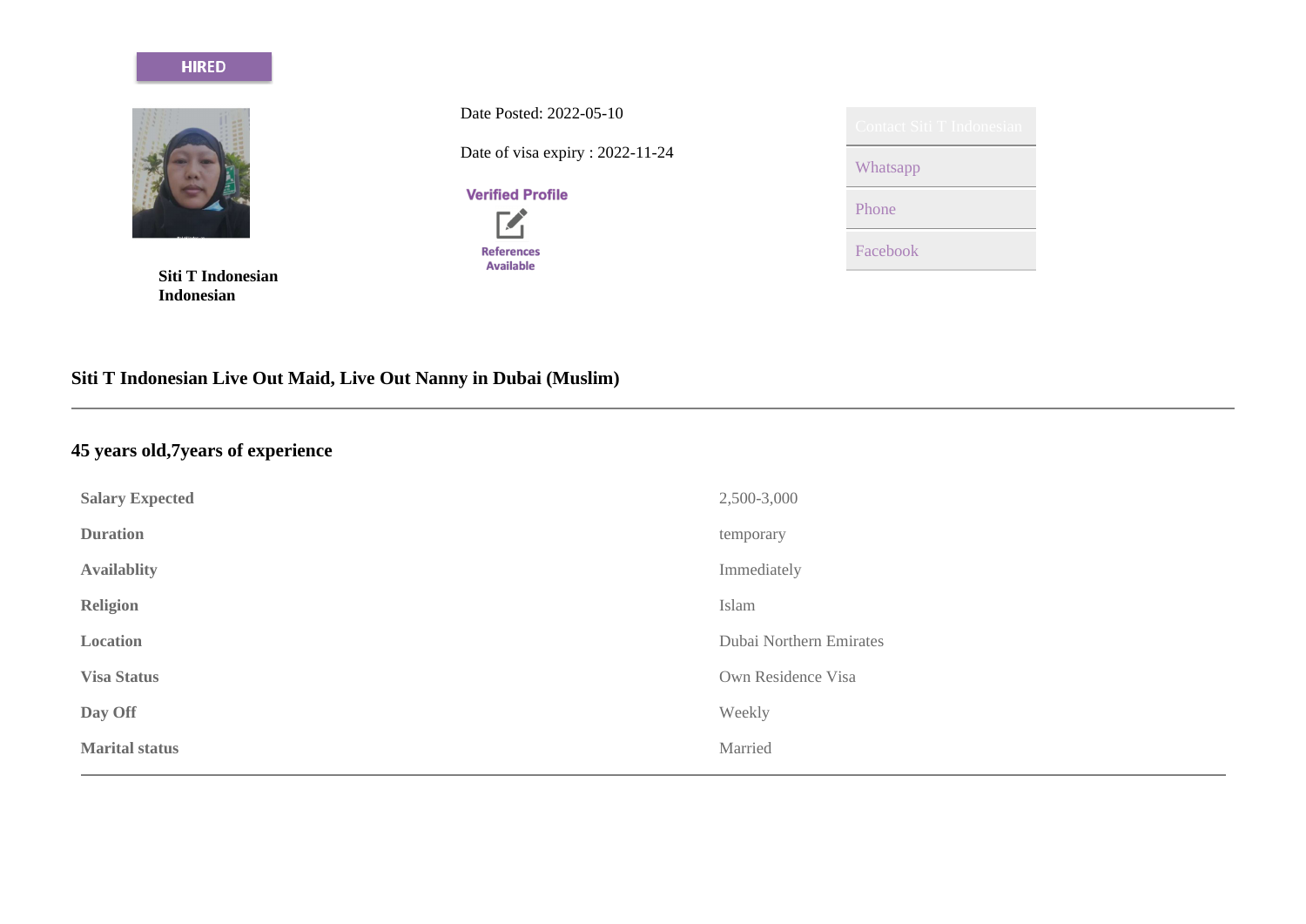HIRED

Siti T Indonesian
Indonesian

Date Posted: 2022-05-10

Date of visa expiry : 2022-11-24

Verified Profile

References Available

Contact Siti T Indonesian

Whatsapp

Phone

Facebook

### Siti T Indonesian Live Out Maid, Live Out Nanny in Dubai (Muslim)

### 45 years old,7years of experience

| | |
|---|---|
| **Salary Expected** | 2,500-3,000 |
| **Duration** | temporary |
| **Availablity** | Immediately |
| **Religion** | Islam |
| **Location** | Dubai Northern Emirates |
| **Visa Status** | Own Residence Visa |
| **Day Off** | Weekly |
| **Marital status** | Married |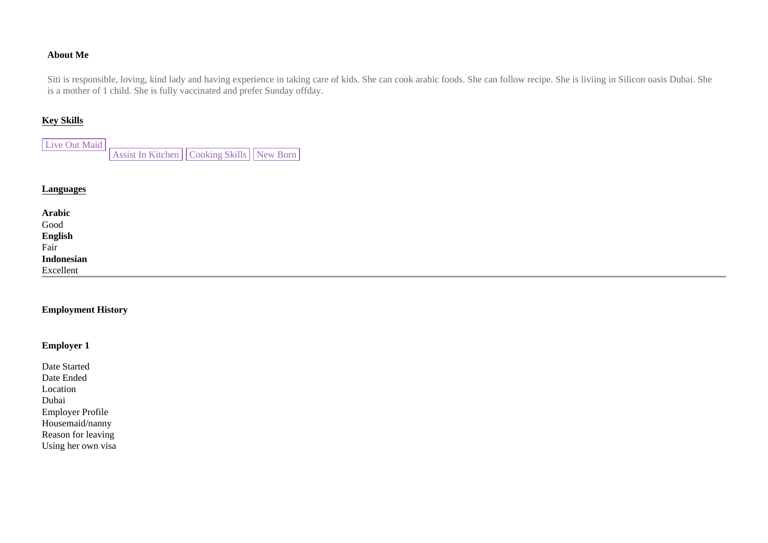**About Me**

Siti is responsible, loving, kind lady and having experience in taking care of kids. She can cook arabic foods. She can follow recipe. She is liviing in Silicon oasis Dubai. She is a mother of 1 child. She is fully vaccinated and prefer Sunday offday.

**Key Skills**

Live Out Maid

Assist In Kitchen | Cooking Skills | New Born

**Languages**

**Arabic**
Good
**English**
Fair
**Indonesian**
Excellent

---

**Employment History**

**Employer 1**

Date Started
Date Ended
Location
Dubai
Employer Profile
Housemaid/nanny
Reason for leaving
Using her own visa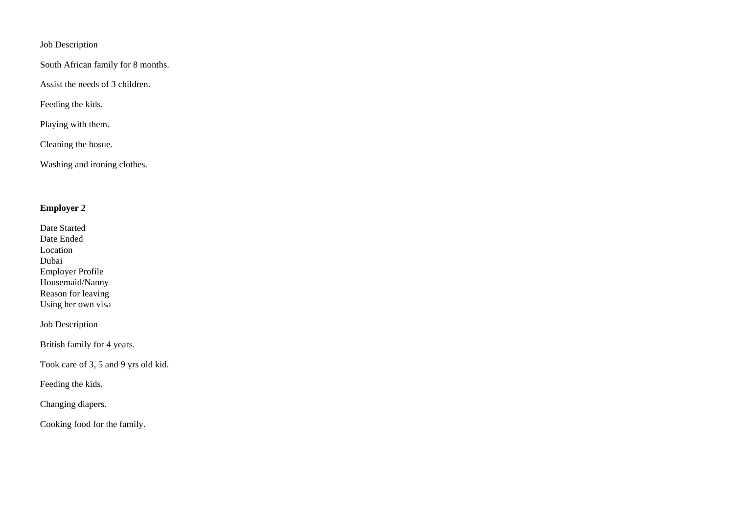Job Description

South African family for 8 months.

Assist the needs of 3 children.

Feeding the kids.

Playing with them.

Cleaning the hosue.

Washing and ironing clothes.

**Employer 2**

Date Started
Date Ended
Location
Dubai
Employer Profile
Housemaid/Nanny
Reason for leaving
Using her own visa

Job Description

British family for 4 years.

Took care of 3, 5 and 9 yrs old kid.

Feeding the kids.

Changing diapers.

Cooking food for the family.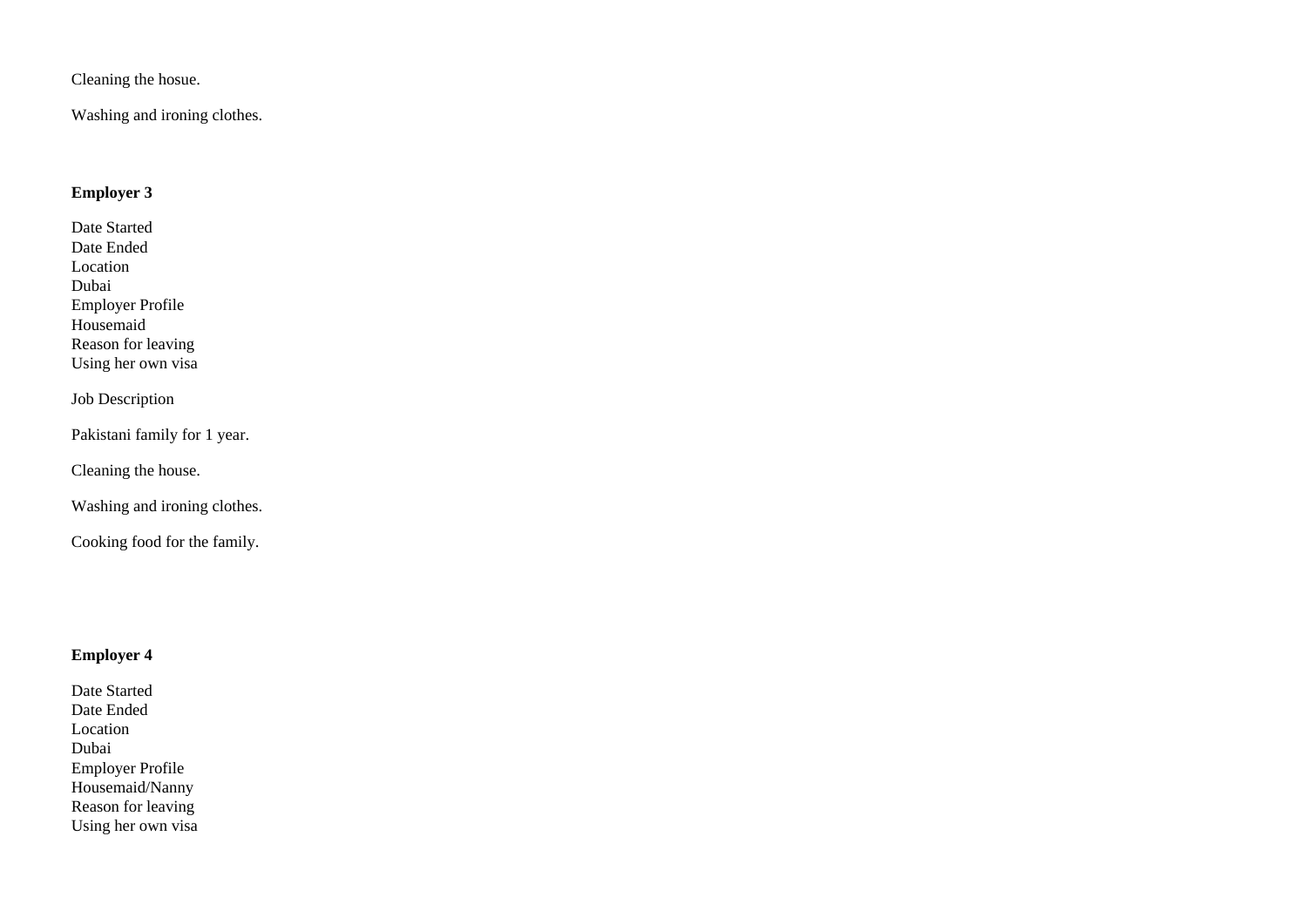Cleaning the hosue.

Washing and ironing clothes.

**Employer 3**

Date Started
Date Ended
Location
Dubai
Employer Profile
Housemaid
Reason for leaving
Using her own visa

Job Description

Pakistani family for 1 year.

Cleaning the house.

Washing and ironing clothes.

Cooking food for the family.

**Employer 4**

Date Started
Date Ended
Location
Dubai
Employer Profile
Housemaid/Nanny
Reason for leaving
Using her own visa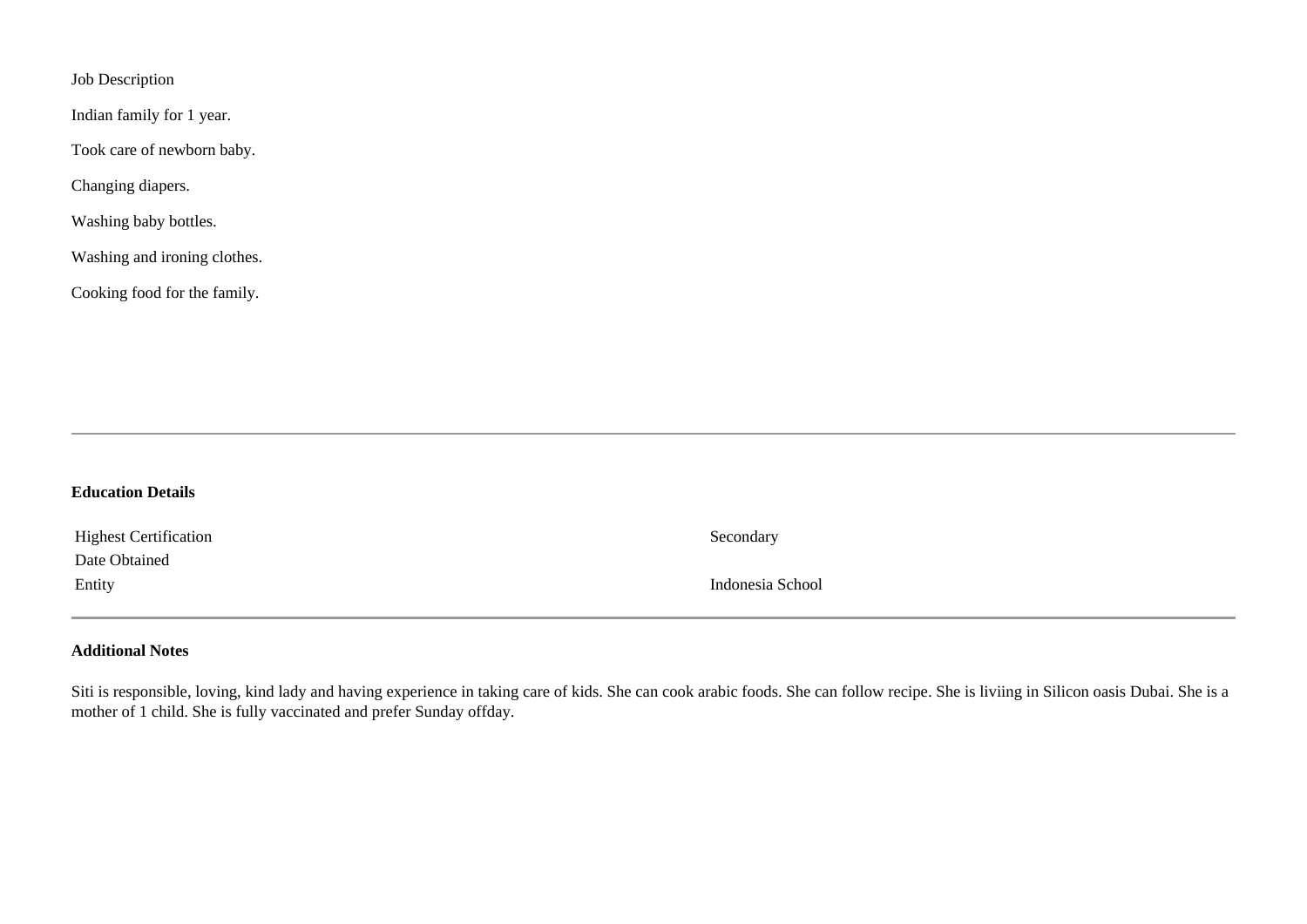Job Description

Indian family for 1 year.

Took care of newborn baby.

Changing diapers.

Washing baby bottles.

Washing and ironing clothes.

Cooking food for the family.

---

**Education Details**

| | |
|---|---|
| Highest Certification | Secondary |
| Date Obtained | |
| Entity | Indonesia School |

---

**Additional Notes**

Siti is responsible, loving, kind lady and having experience in taking care of kids. She can cook arabic foods. She can follow recipe. She is liviing in Silicon oasis Dubai. She is a mother of 1 child. She is fully vaccinated and prefer Sunday offday.